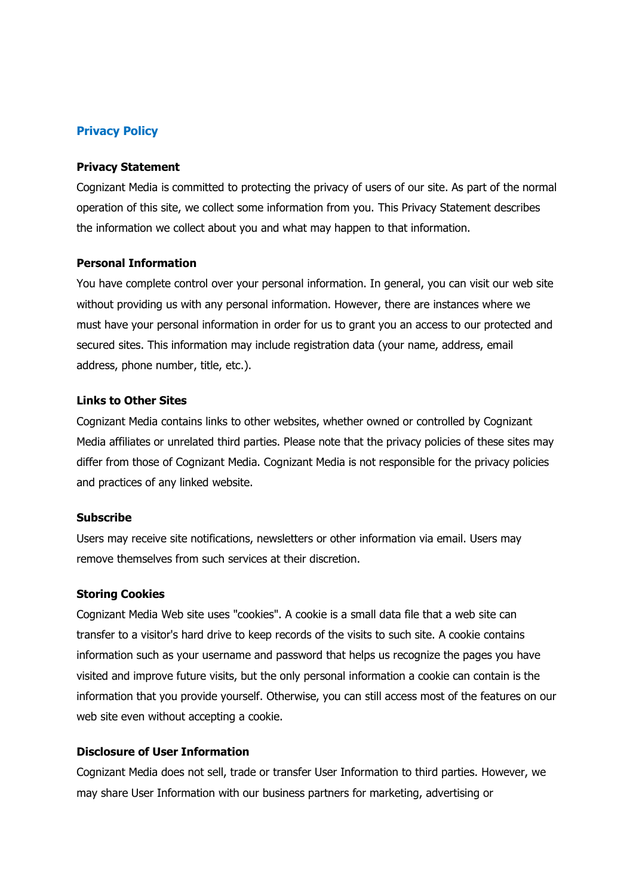# Privacy Policy

### Privacy Statement

Cognizant Media is committed to protecting the privacy of users of our site. As part of the normal operation of this site, we collect some information from you. This Privacy Statement describes the information we collect about you and what may happen to that information.

### Personal Information

You have complete control over your personal information. In general, you can visit our web site without providing us with any personal information. However, there are instances where we must have your personal information in order for us to grant you an access to our protected and secured sites. This information may include registration data (your name, address, email address, phone number, title, etc.).

### Links to Other Sites

Cognizant Media contains links to other websites, whether owned or controlled by Cognizant Media affiliates or unrelated third parties. Please note that the privacy policies of these sites may differ from those of Cognizant Media. Cognizant Media is not responsible for the privacy policies and practices of any linked website.

### Subscribe

Users may receive site notifications, newsletters or other information via email. Users may remove themselves from such services at their discretion.

### Storing Cookies

Cognizant Media Web site uses "cookies". A cookie is a small data file that a web site can transfer to a visitor's hard drive to keep records of the visits to such site. A cookie contains information such as your username and password that helps us recognize the pages you have visited and improve future visits, but the only personal information a cookie can contain is the information that you provide yourself. Otherwise, you can still access most of the features on our web site even without accepting a cookie.

### Disclosure of User Information

Cognizant Media does not sell, trade or transfer User Information to third parties. However, we may share User Information with our business partners for marketing, advertising or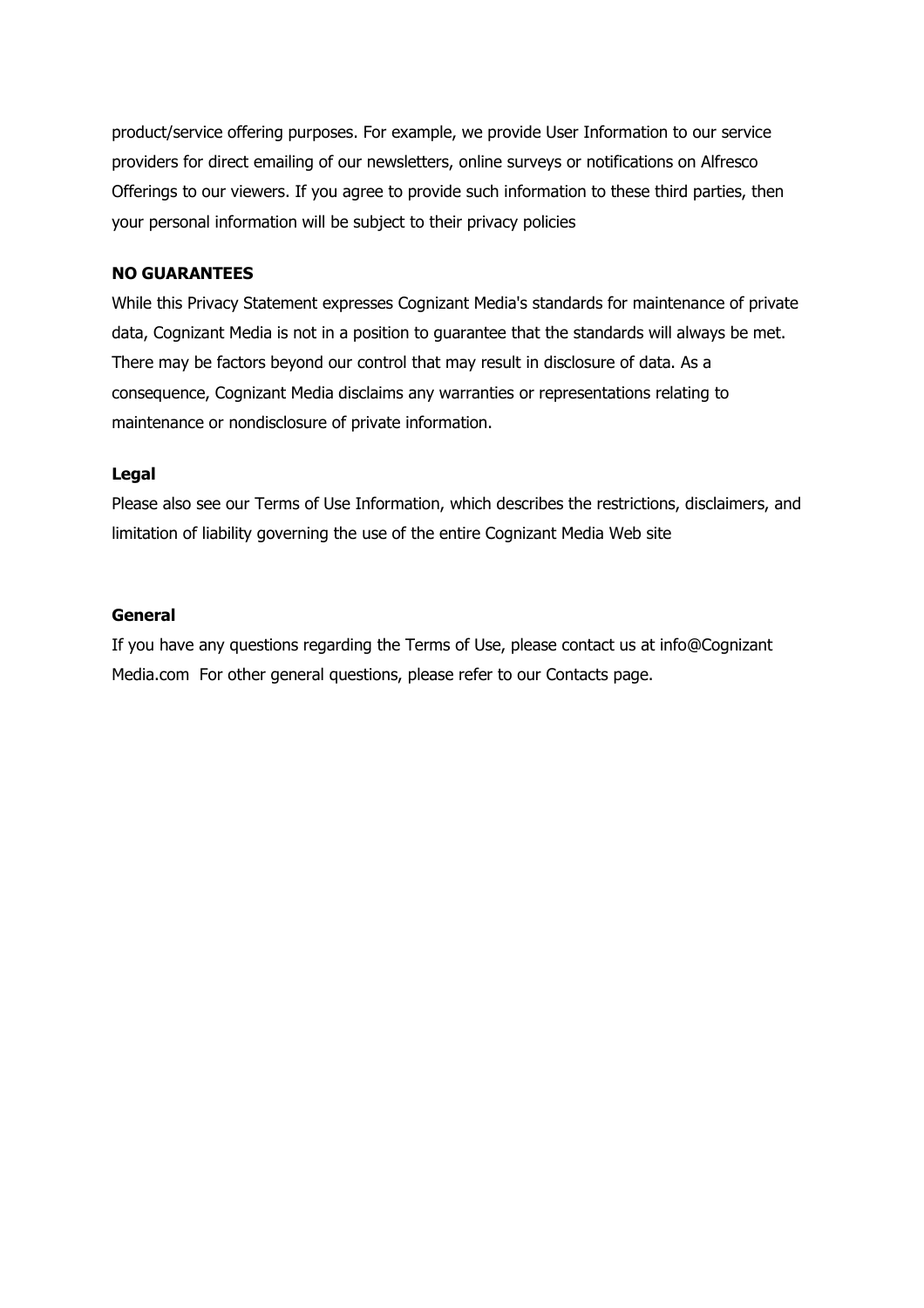product/service offering purposes. For example, we provide User Information to our service providers for direct emailing of our newsletters, online surveys or notifications on Alfresco Offerings to our viewers. If you agree to provide such information to these third parties, then your personal information will be subject to their privacy policies

**NO GUARANTEES**

While this Privacy Statement expresses Cognizant Media's standards for maintenance of private data, Cognizant Media is not in a position to guarantee that the standards will always be met. There may be factors beyond our control that may result in disclosure of data. As a consequence, Cognizant Media disclaims any warranties or representations relating to maintenance or nondisclosure of private information.

**Legal**

Please also see our Terms of Use Information, which describes the restrictions, disclaimers, and limitation of liability governing the use of the entire Cognizant Media Web site

**General**

If you have any questions regarding the Terms of Use, please contact us at info@Cognizant Media.com For other general questions, please refer to our Contacts page.